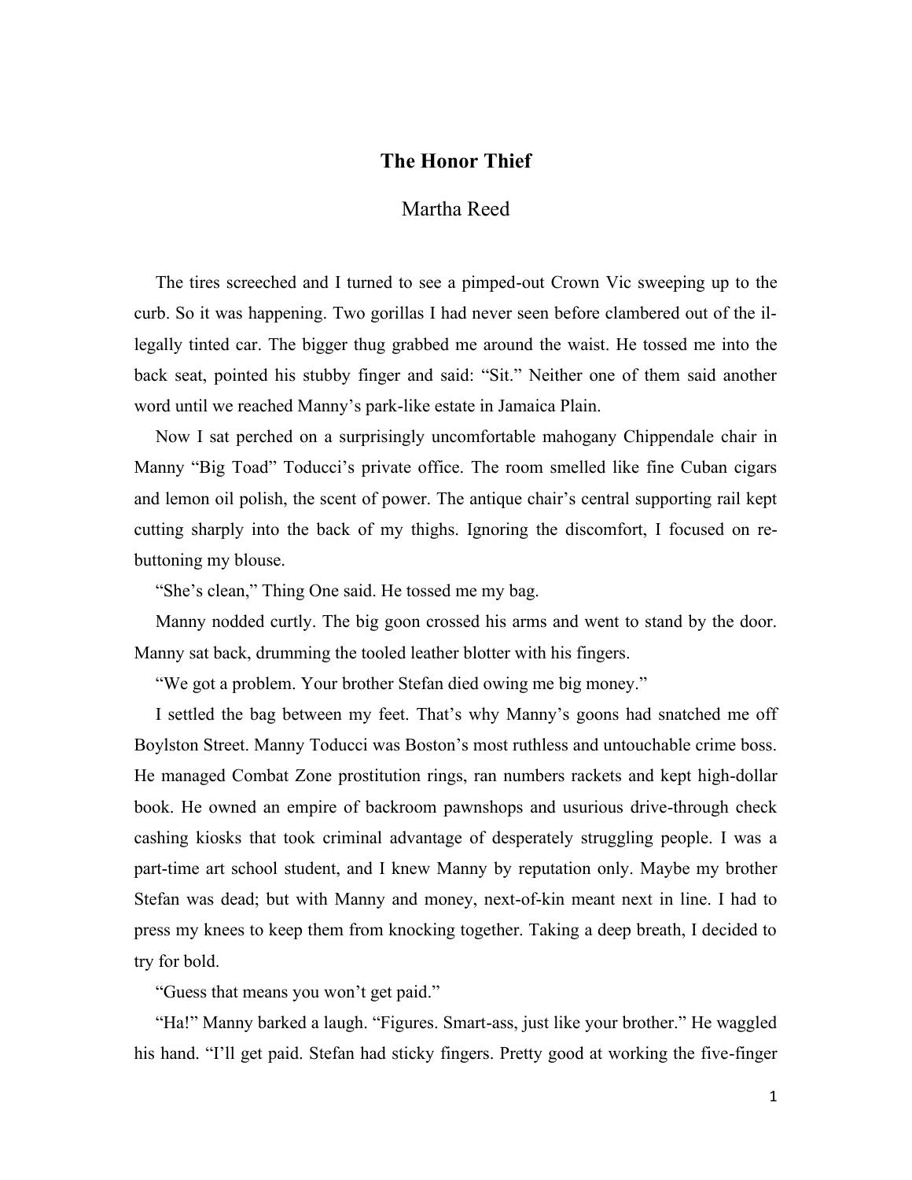# The Honor Thief

Martha Reed

The tires screeched and I turned to see a pimped-out Crown Vic sweeping up to the curb. So it was happening. Two gorillas I had never seen before clambered out of the illegally tinted car. The bigger thug grabbed me around the waist. He tossed me into the back seat, pointed his stubby finger and said: "Sit." Neither one of them said another word until we reached Manny's park-like estate in Jamaica Plain.

Now I sat perched on a surprisingly uncomfortable mahogany Chippendale chair in Manny "Big Toad" Toducci's private office. The room smelled like fine Cuban cigars and lemon oil polish, the scent of power. The antique chair's central supporting rail kept cutting sharply into the back of my thighs. Ignoring the discomfort, I focused on re-buttoning my blouse.

"She's clean," Thing One said. He tossed me my bag.

Manny nodded curtly. The big goon crossed his arms and went to stand by the door. Manny sat back, drumming the tooled leather blotter with his fingers.

"We got a problem. Your brother Stefan died owing me big money."

I settled the bag between my feet. That's why Manny's goons had snatched me off Boylston Street. Manny Toducci was Boston's most ruthless and untouchable crime boss. He managed Combat Zone prostitution rings, ran numbers rackets and kept high-dollar book. He owned an empire of backroom pawnshops and usurious drive-through check cashing kiosks that took criminal advantage of desperately struggling people. I was a part-time art school student, and I knew Manny by reputation only. Maybe my brother Stefan was dead; but with Manny and money, next-of-kin meant next in line. I had to press my knees to keep them from knocking together. Taking a deep breath, I decided to try for bold.

"Guess that means you won't get paid."

"Ha!" Manny barked a laugh. "Figures. Smart-ass, just like your brother." He waggled his hand. "I'll get paid. Stefan had sticky fingers. Pretty good at working the five-finger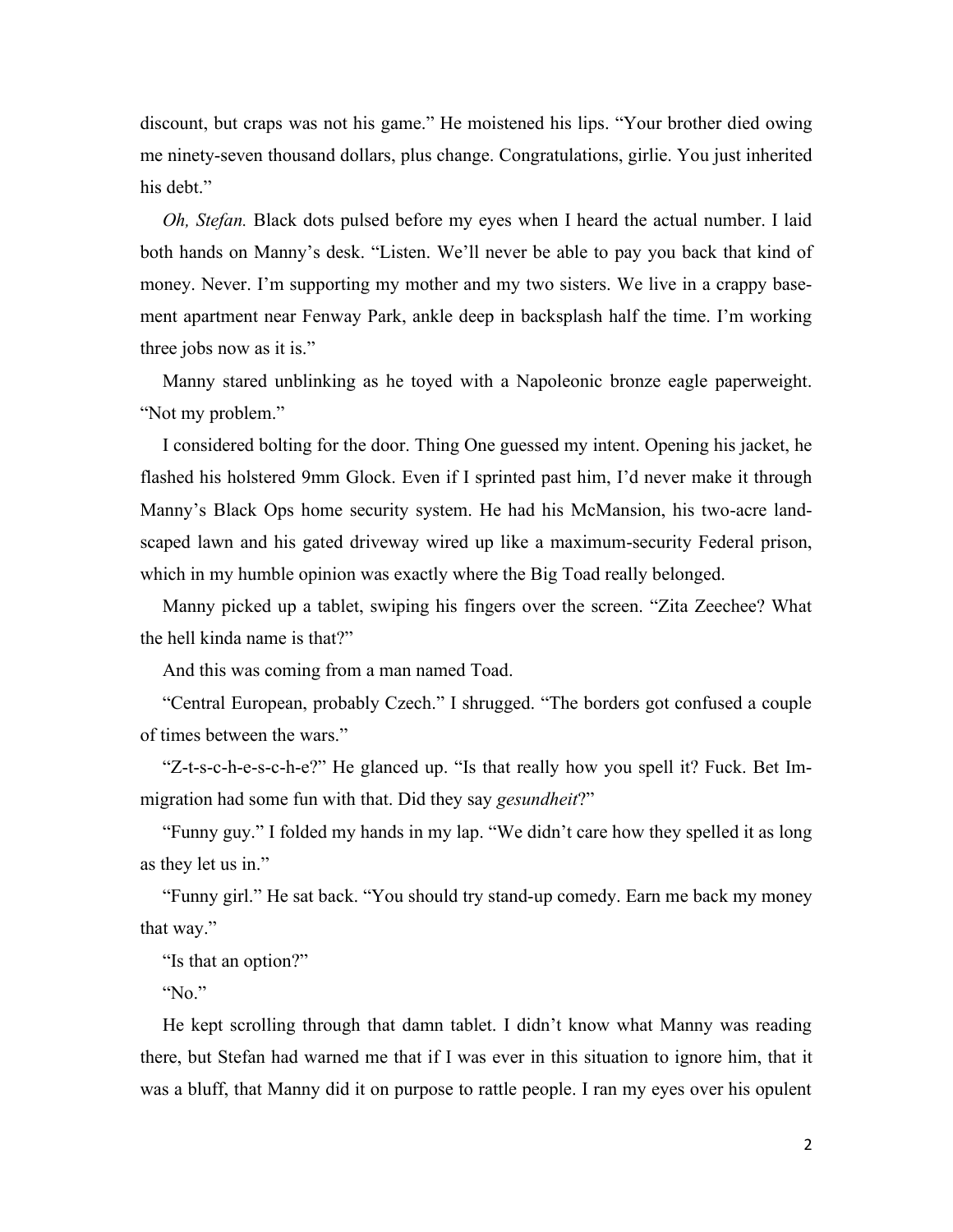discount, but craps was not his game." He moistened his lips. "Your brother died owing me ninety-seven thousand dollars, plus change. Congratulations, girlie. You just inherited his debt."

*Oh, Stefan.* Black dots pulsed before my eyes when I heard the actual number. I laid both hands on Manny's desk. "Listen. We'll never be able to pay you back that kind of money. Never. I'm supporting my mother and my two sisters. We live in a crappy basement apartment near Fenway Park, ankle deep in backsplash half the time. I'm working three jobs now as it is."

Manny stared unblinking as he toyed with a Napoleonic bronze eagle paperweight. "Not my problem."

I considered bolting for the door. Thing One guessed my intent. Opening his jacket, he flashed his holstered 9mm Glock. Even if I sprinted past him, I'd never make it through Manny's Black Ops home security system. He had his McMansion, his two-acre landscaped lawn and his gated driveway wired up like a maximum-security Federal prison, which in my humble opinion was exactly where the Big Toad really belonged.

Manny picked up a tablet, swiping his fingers over the screen. "Zita Zeechee? What the hell kinda name is that?"

And this was coming from a man named Toad.

"Central European, probably Czech." I shrugged. "The borders got confused a couple of times between the wars."

"Z-t-s-c-h-e-s-c-h-e?" He glanced up. "Is that really how you spell it? Fuck. Bet Immigration had some fun with that. Did they say *gesundheit*?"

"Funny guy." I folded my hands in my lap. "We didn't care how they spelled it as long as they let us in."

"Funny girl." He sat back. "You should try stand-up comedy. Earn me back my money that way."

"Is that an option?"

"No."

He kept scrolling through that damn tablet. I didn't know what Manny was reading there, but Stefan had warned me that if I was ever in this situation to ignore him, that it was a bluff, that Manny did it on purpose to rattle people. I ran my eyes over his opulent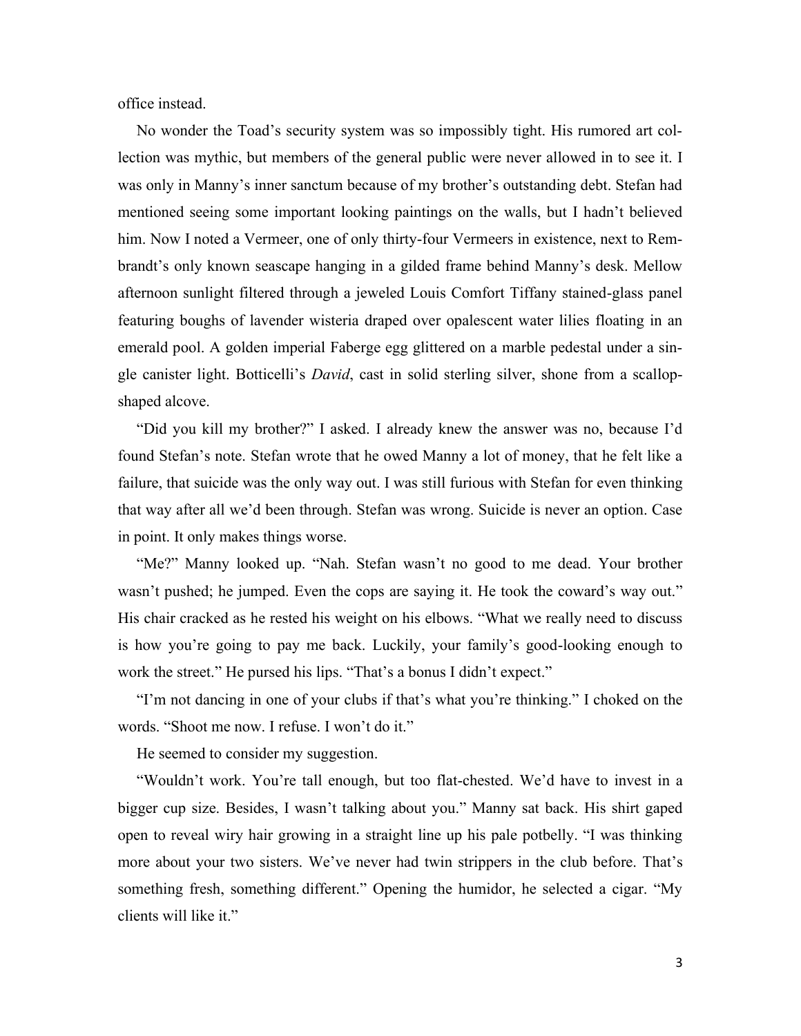office instead.

No wonder the Toad's security system was so impossibly tight. His rumored art collection was mythic, but members of the general public were never allowed in to see it. I was only in Manny's inner sanctum because of my brother's outstanding debt. Stefan had mentioned seeing some important looking paintings on the walls, but I hadn't believed him. Now I noted a Vermeer, one of only thirty-four Vermeers in existence, next to Rembrandt's only known seascape hanging in a gilded frame behind Manny's desk. Mellow afternoon sunlight filtered through a jeweled Louis Comfort Tiffany stained-glass panel featuring boughs of lavender wisteria draped over opalescent water lilies floating in an emerald pool. A golden imperial Faberge egg glittered on a marble pedestal under a single canister light. Botticelli's *David*, cast in solid sterling silver, shone from a scallop-shaped alcove.

"Did you kill my brother?" I asked. I already knew the answer was no, because I'd found Stefan's note. Stefan wrote that he owed Manny a lot of money, that he felt like a failure, that suicide was the only way out. I was still furious with Stefan for even thinking that way after all we'd been through. Stefan was wrong. Suicide is never an option. Case in point. It only makes things worse.

"Me?" Manny looked up. "Nah. Stefan wasn't no good to me dead. Your brother wasn't pushed; he jumped. Even the cops are saying it. He took the coward's way out." His chair cracked as he rested his weight on his elbows. "What we really need to discuss is how you're going to pay me back. Luckily, your family's good-looking enough to work the street." He pursed his lips. "That's a bonus I didn't expect."

"I'm not dancing in one of your clubs if that's what you're thinking." I choked on the words. "Shoot me now. I refuse. I won't do it."

He seemed to consider my suggestion.

"Wouldn't work. You're tall enough, but too flat-chested. We'd have to invest in a bigger cup size. Besides, I wasn't talking about you." Manny sat back. His shirt gaped open to reveal wiry hair growing in a straight line up his pale potbelly. "I was thinking more about your two sisters. We've never had twin strippers in the club before. That's something fresh, something different." Opening the humidor, he selected a cigar. "My clients will like it."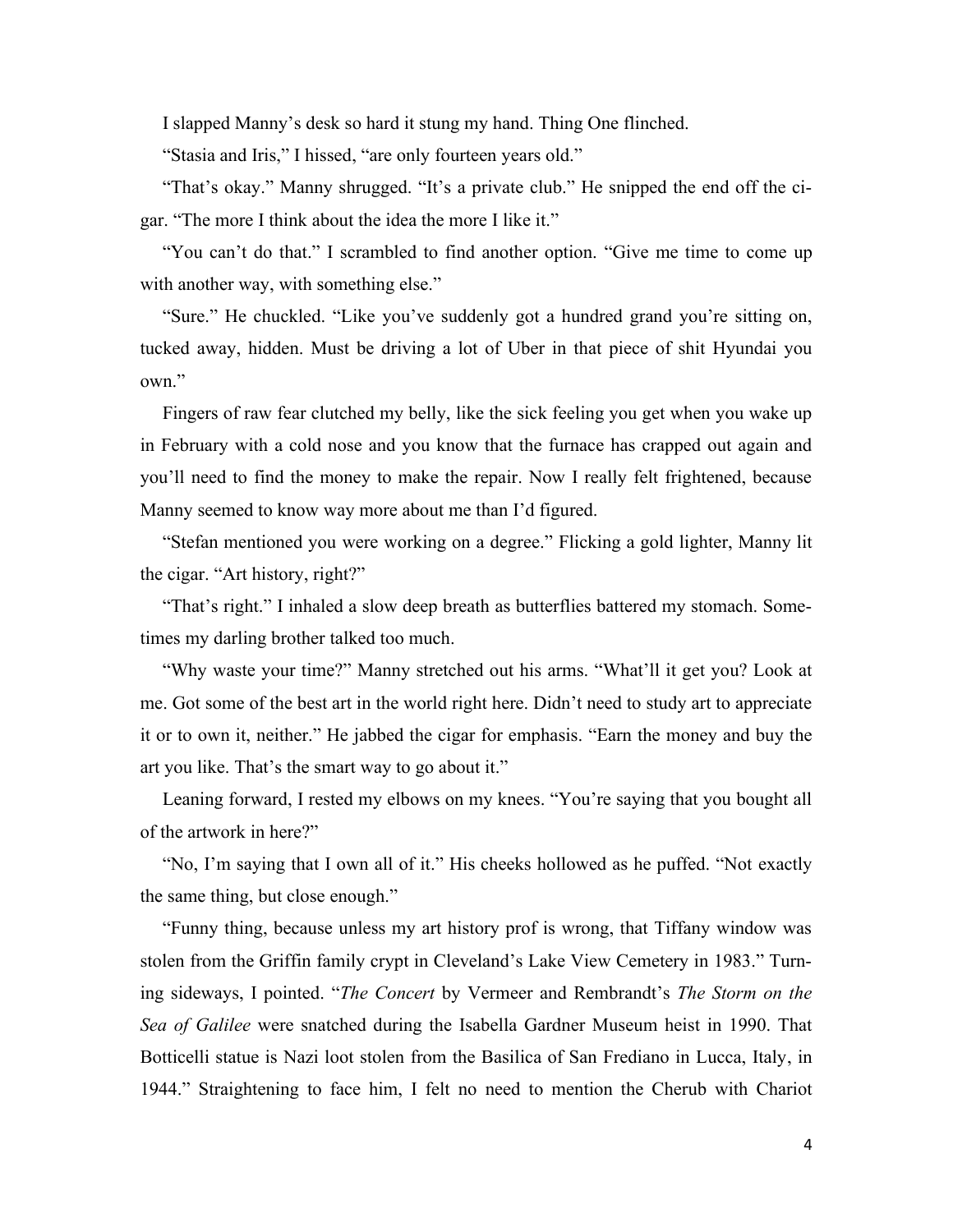I slapped Manny's desk so hard it stung my hand. Thing One flinched.

"Stasia and Iris," I hissed, "are only fourteen years old."

"That's okay." Manny shrugged. "It's a private club." He snipped the end off the cigar. "The more I think about the idea the more I like it."

"You can't do that." I scrambled to find another option. "Give me time to come up with another way, with something else."

"Sure." He chuckled. "Like you've suddenly got a hundred grand you're sitting on, tucked away, hidden. Must be driving a lot of Uber in that piece of shit Hyundai you own."

Fingers of raw fear clutched my belly, like the sick feeling you get when you wake up in February with a cold nose and you know that the furnace has crapped out again and you'll need to find the money to make the repair. Now I really felt frightened, because Manny seemed to know way more about me than I'd figured.

"Stefan mentioned you were working on a degree." Flicking a gold lighter, Manny lit the cigar. "Art history, right?"

"That's right." I inhaled a slow deep breath as butterflies battered my stomach. Sometimes my darling brother talked too much.

"Why waste your time?" Manny stretched out his arms. "What'll it get you? Look at me. Got some of the best art in the world right here. Didn't need to study art to appreciate it or to own it, neither." He jabbed the cigar for emphasis. "Earn the money and buy the art you like. That's the smart way to go about it."

Leaning forward, I rested my elbows on my knees. "You're saying that you bought all of the artwork in here?"

"No, I'm saying that I own all of it." His cheeks hollowed as he puffed. "Not exactly the same thing, but close enough."

"Funny thing, because unless my art history prof is wrong, that Tiffany window was stolen from the Griffin family crypt in Cleveland's Lake View Cemetery in 1983." Turning sideways, I pointed. "*The Concert* by Vermeer and Rembrandt's *The Storm on the Sea of Galilee* were snatched during the Isabella Gardner Museum heist in 1990. That Botticelli statue is Nazi loot stolen from the Basilica of San Frediano in Lucca, Italy, in 1944." Straightening to face him, I felt no need to mention the Cherub with Chariot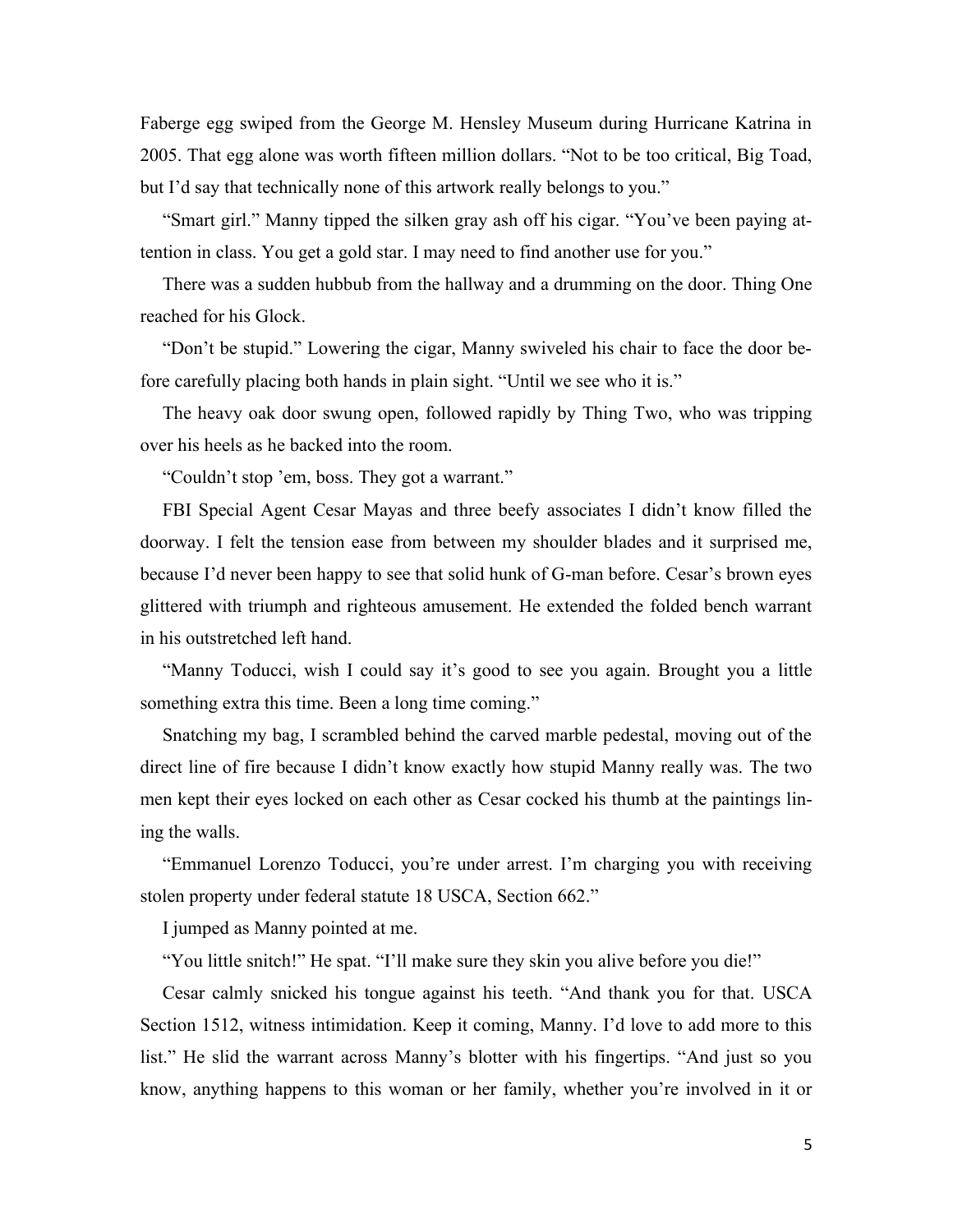Faberge egg swiped from the George M. Hensley Museum during Hurricane Katrina in 2005. That egg alone was worth fifteen million dollars. "Not to be too critical, Big Toad, but I'd say that technically none of this artwork really belongs to you."

"Smart girl." Manny tipped the silken gray ash off his cigar. "You've been paying attention in class. You get a gold star. I may need to find another use for you."

There was a sudden hubbub from the hallway and a drumming on the door. Thing One reached for his Glock.

"Don't be stupid." Lowering the cigar, Manny swiveled his chair to face the door before carefully placing both hands in plain sight. "Until we see who it is."

The heavy oak door swung open, followed rapidly by Thing Two, who was tripping over his heels as he backed into the room.

"Couldn't stop 'em, boss. They got a warrant."

FBI Special Agent Cesar Mayas and three beefy associates I didn't know filled the doorway. I felt the tension ease from between my shoulder blades and it surprised me, because I'd never been happy to see that solid hunk of G-man before. Cesar's brown eyes glittered with triumph and righteous amusement. He extended the folded bench warrant in his outstretched left hand.

"Manny Toducci, wish I could say it's good to see you again. Brought you a little something extra this time. Been a long time coming."

Snatching my bag, I scrambled behind the carved marble pedestal, moving out of the direct line of fire because I didn't know exactly how stupid Manny really was. The two men kept their eyes locked on each other as Cesar cocked his thumb at the paintings lining the walls.

"Emmanuel Lorenzo Toducci, you're under arrest. I'm charging you with receiving stolen property under federal statute 18 USCA, Section 662."

I jumped as Manny pointed at me.

"You little snitch!" He spat. "I'll make sure they skin you alive before you die!"

Cesar calmly snicked his tongue against his teeth. "And thank you for that. USCA Section 1512, witness intimidation. Keep it coming, Manny. I'd love to add more to this list." He slid the warrant across Manny's blotter with his fingertips. "And just so you know, anything happens to this woman or her family, whether you're involved in it or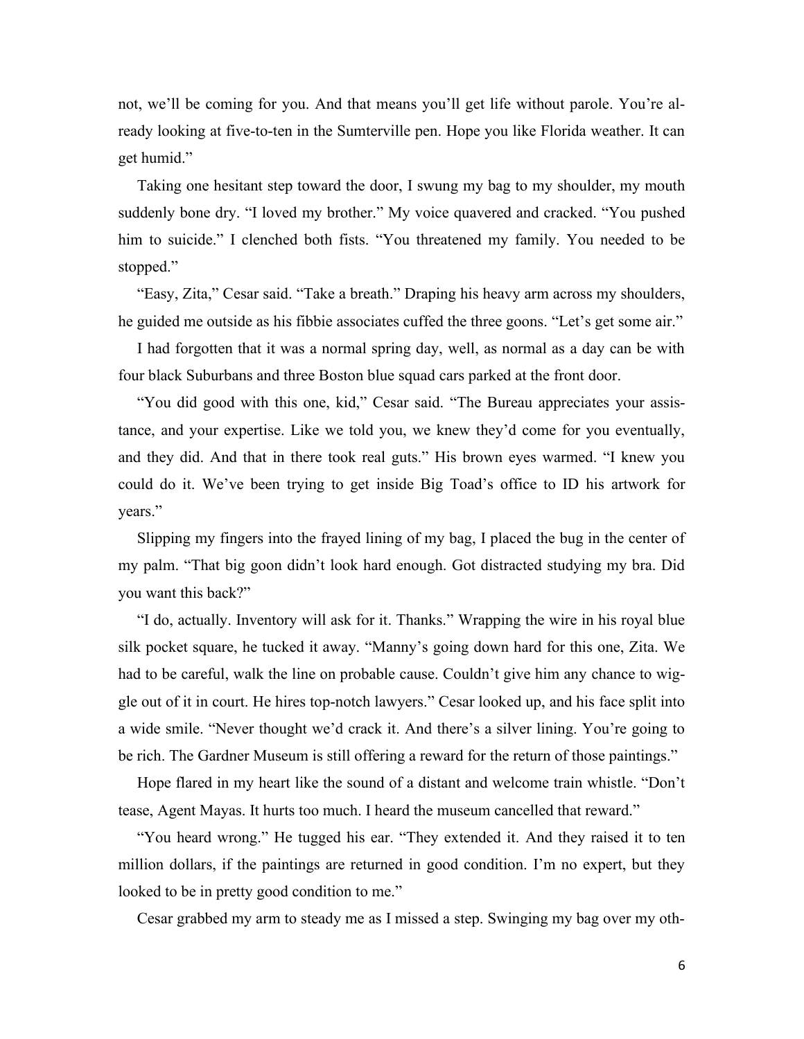not, we'll be coming for you. And that means you'll get life without parole. You're already looking at five-to-ten in the Sumterville pen. Hope you like Florida weather. It can get humid."

Taking one hesitant step toward the door, I swung my bag to my shoulder, my mouth suddenly bone dry. "I loved my brother." My voice quavered and cracked. "You pushed him to suicide." I clenched both fists. "You threatened my family. You needed to be stopped."

"Easy, Zita," Cesar said. "Take a breath." Draping his heavy arm across my shoulders, he guided me outside as his fibbie associates cuffed the three goons. "Let's get some air."

I had forgotten that it was a normal spring day, well, as normal as a day can be with four black Suburbans and three Boston blue squad cars parked at the front door.

"You did good with this one, kid," Cesar said. "The Bureau appreciates your assistance, and your expertise. Like we told you, we knew they'd come for you eventually, and they did. And that in there took real guts." His brown eyes warmed. "I knew you could do it. We've been trying to get inside Big Toad's office to ID his artwork for years."

Slipping my fingers into the frayed lining of my bag, I placed the bug in the center of my palm. "That big goon didn't look hard enough. Got distracted studying my bra. Did you want this back?"

"I do, actually. Inventory will ask for it. Thanks." Wrapping the wire in his royal blue silk pocket square, he tucked it away. "Manny's going down hard for this one, Zita. We had to be careful, walk the line on probable cause. Couldn't give him any chance to wiggle out of it in court. He hires top-notch lawyers." Cesar looked up, and his face split into a wide smile. "Never thought we'd crack it. And there's a silver lining. You're going to be rich. The Gardner Museum is still offering a reward for the return of those paintings."

Hope flared in my heart like the sound of a distant and welcome train whistle. "Don't tease, Agent Mayas. It hurts too much. I heard the museum cancelled that reward."

"You heard wrong." He tugged his ear. "They extended it. And they raised it to ten million dollars, if the paintings are returned in good condition. I'm no expert, but they looked to be in pretty good condition to me."

Cesar grabbed my arm to steady me as I missed a step. Swinging my bag over my oth-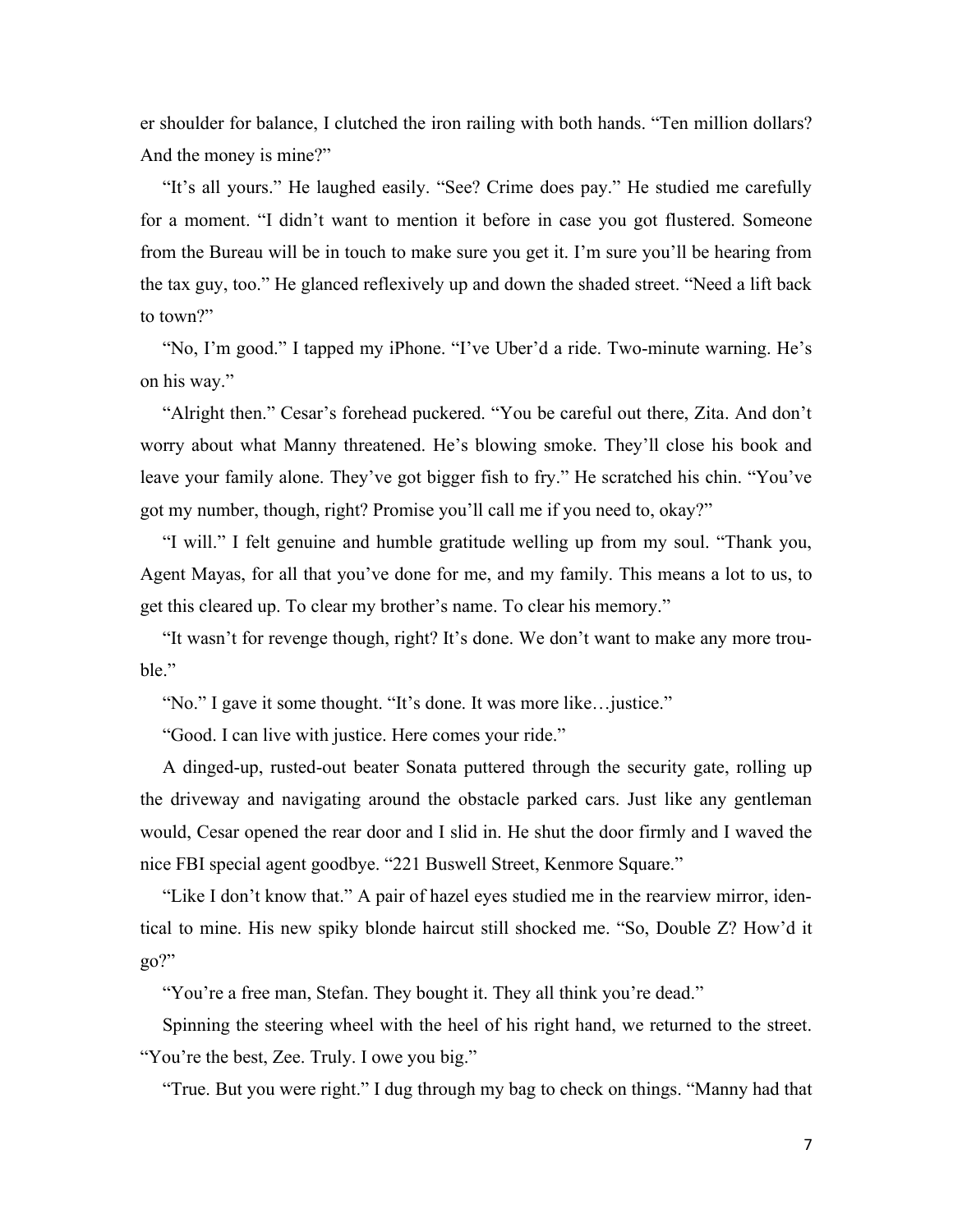er shoulder for balance, I clutched the iron railing with both hands. "Ten million dollars? And the money is mine?"

"It's all yours." He laughed easily. "See? Crime does pay." He studied me carefully for a moment. "I didn't want to mention it before in case you got flustered. Someone from the Bureau will be in touch to make sure you get it. I'm sure you'll be hearing from the tax guy, too." He glanced reflexively up and down the shaded street. "Need a lift back to town?"

"No, I'm good." I tapped my iPhone. "I've Uber'd a ride. Two-minute warning. He's on his way."

"Alright then." Cesar's forehead puckered. "You be careful out there, Zita. And don't worry about what Manny threatened. He's blowing smoke. They'll close his book and leave your family alone. They've got bigger fish to fry." He scratched his chin. "You've got my number, though, right? Promise you'll call me if you need to, okay?"

"I will." I felt genuine and humble gratitude welling up from my soul. "Thank you, Agent Mayas, for all that you've done for me, and my family. This means a lot to us, to get this cleared up. To clear my brother's name. To clear his memory."

"It wasn't for revenge though, right? It's done. We don't want to make any more trouble."

"No." I gave it some thought. "It's done. It was more like…justice."

"Good. I can live with justice. Here comes your ride."

A dinged-up, rusted-out beater Sonata puttered through the security gate, rolling up the driveway and navigating around the obstacle parked cars. Just like any gentleman would, Cesar opened the rear door and I slid in. He shut the door firmly and I waved the nice FBI special agent goodbye. "221 Buswell Street, Kenmore Square."

"Like I don't know that." A pair of hazel eyes studied me in the rearview mirror, identical to mine. His new spiky blonde haircut still shocked me. "So, Double Z? How'd it go?"

"You're a free man, Stefan. They bought it. They all think you're dead."

Spinning the steering wheel with the heel of his right hand, we returned to the street. "You're the best, Zee. Truly. I owe you big."

"True. But you were right." I dug through my bag to check on things. "Manny had that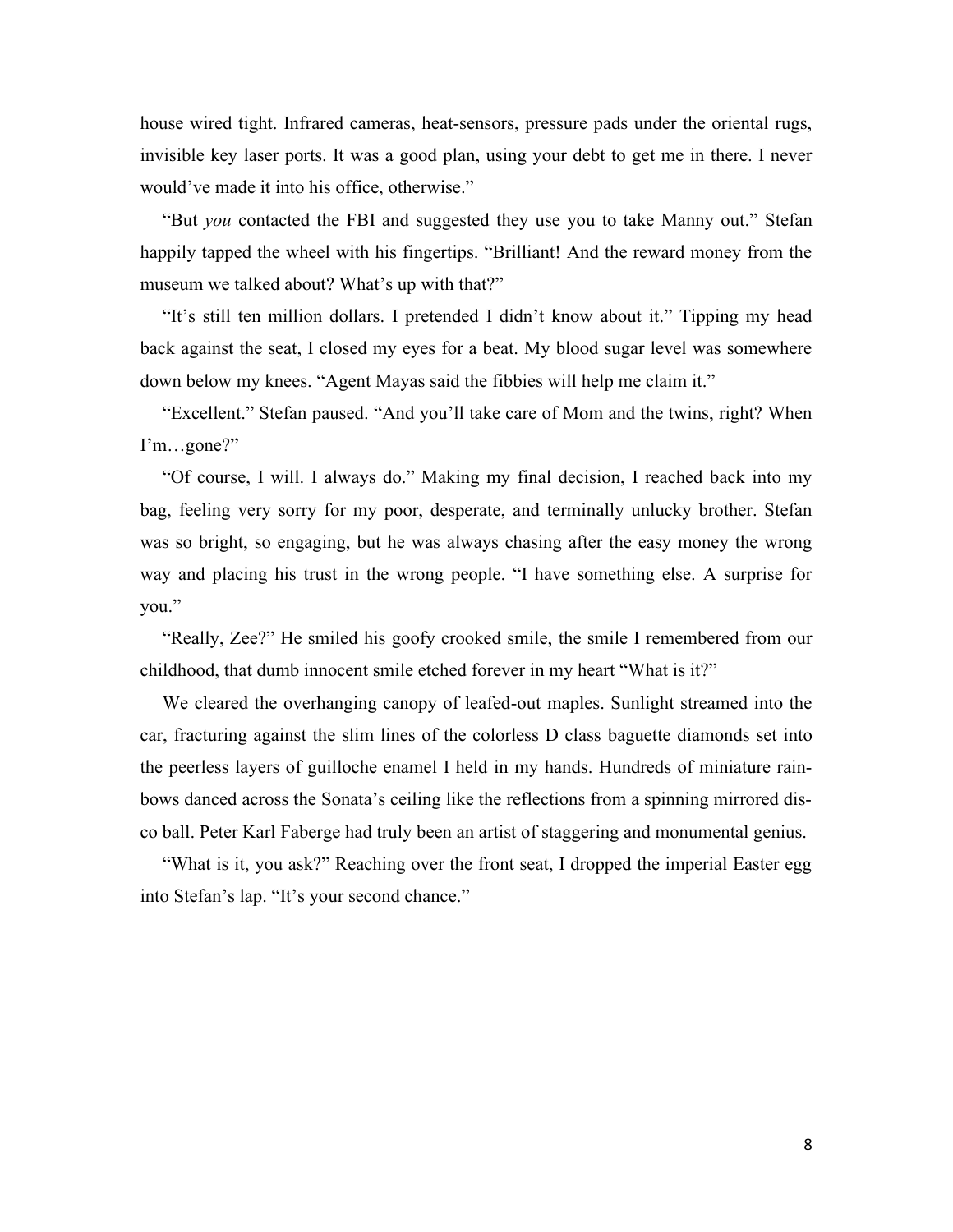house wired tight. Infrared cameras, heat-sensors, pressure pads under the oriental rugs, invisible key laser ports. It was a good plan, using your debt to get me in there. I never would've made it into his office, otherwise."

"But *you* contacted the FBI and suggested they use you to take Manny out." Stefan happily tapped the wheel with his fingertips. "Brilliant! And the reward money from the museum we talked about? What's up with that?"

"It's still ten million dollars. I pretended I didn't know about it." Tipping my head back against the seat, I closed my eyes for a beat. My blood sugar level was somewhere down below my knees. "Agent Mayas said the fibbies will help me claim it."

"Excellent." Stefan paused. "And you'll take care of Mom and the twins, right? When I'm…gone?"

"Of course, I will. I always do." Making my final decision, I reached back into my bag, feeling very sorry for my poor, desperate, and terminally unlucky brother. Stefan was so bright, so engaging, but he was always chasing after the easy money the wrong way and placing his trust in the wrong people. "I have something else. A surprise for you."

"Really, Zee?" He smiled his goofy crooked smile, the smile I remembered from our childhood, that dumb innocent smile etched forever in my heart "What is it?"

We cleared the overhanging canopy of leafed-out maples. Sunlight streamed into the car, fracturing against the slim lines of the colorless D class baguette diamonds set into the peerless layers of guilloche enamel I held in my hands. Hundreds of miniature rainbows danced across the Sonata's ceiling like the reflections from a spinning mirrored disco ball. Peter Karl Faberge had truly been an artist of staggering and monumental genius.

"What is it, you ask?" Reaching over the front seat, I dropped the imperial Easter egg into Stefan's lap. "It's your second chance."